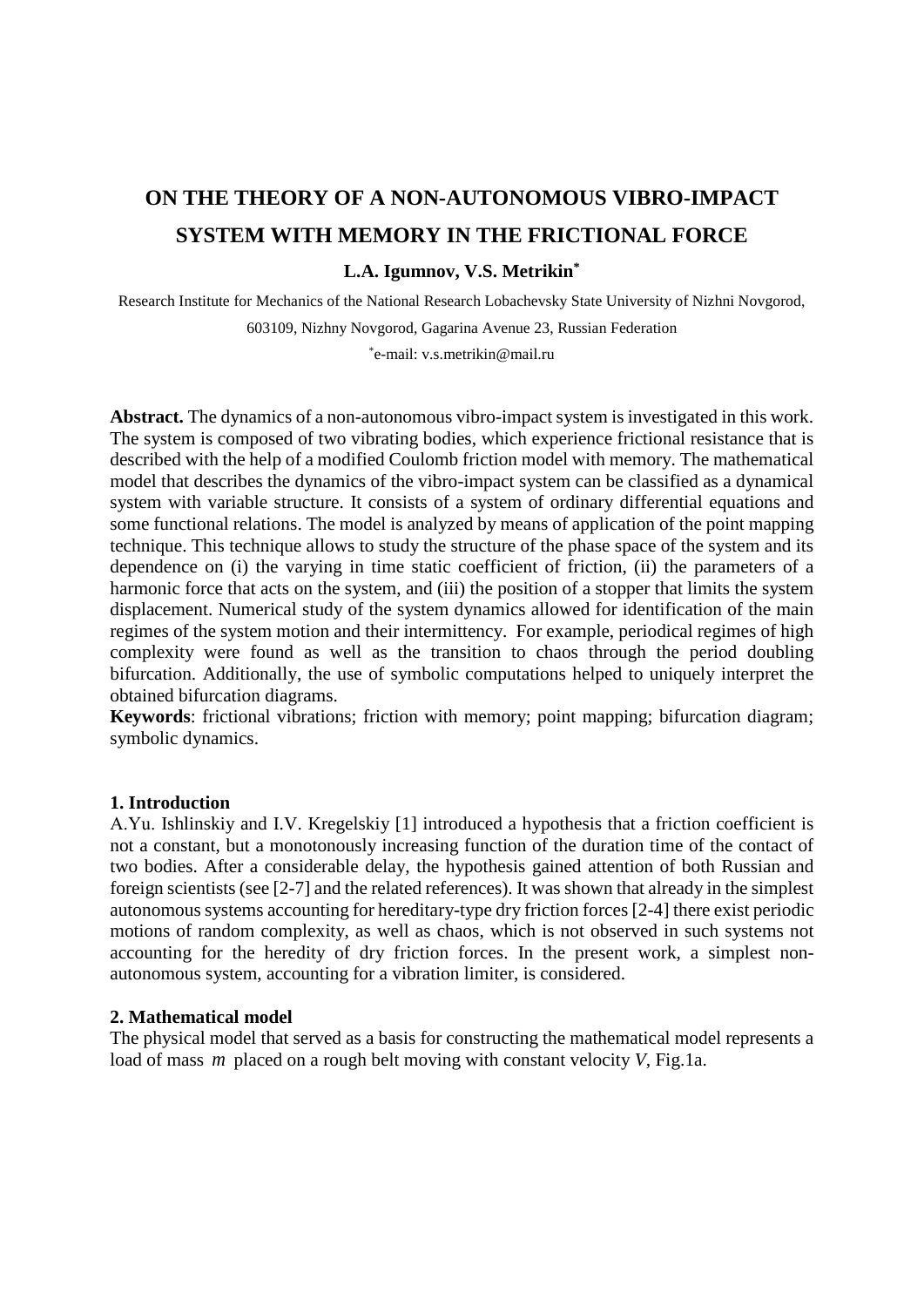# ON THE THEORY OF A NON-AUTONOMOUS VIBRO-IMPACT SYSTEM WITH MEMORY IN THE FRICTIONAL FORCE

**L.A. Igumnov, V.S. Metrikin***

Research Institute for Mechanics of the National Research Lobachevsky State University of Nizhni Novgorod, 603109, Nizhny Novgorod, Gagarina Avenue 23, Russian Federation

*e-mail: v.s.metrikin@mail.ru

**Abstract.** The dynamics of a non-autonomous vibro-impact system is investigated in this work. The system is composed of two vibrating bodies, which experience frictional resistance that is described with the help of a modified Coulomb friction model with memory. The mathematical model that describes the dynamics of the vibro-impact system can be classified as a dynamical system with variable structure. It consists of a system of ordinary differential equations and some functional relations. The model is analyzed by means of application of the point mapping technique. This technique allows to study the structure of the phase space of the system and its dependence on (i) the varying in time static coefficient of friction, (ii) the parameters of a harmonic force that acts on the system, and (iii) the position of a stopper that limits the system displacement. Numerical study of the system dynamics allowed for identification of the main regimes of the system motion and their intermittency. For example, periodical regimes of high complexity were found as well as the transition to chaos through the period doubling bifurcation. Additionally, the use of symbolic computations helped to uniquely interpret the obtained bifurcation diagrams.

**Keywords**: frictional vibrations; friction with memory; point mapping; bifurcation diagram; symbolic dynamics.

## 1. Introduction

A.Yu. Ishlinskiy and I.V. Kregelskiy [1] introduced a hypothesis that a friction coefficient is not a constant, but a monotonously increasing function of the duration time of the contact of two bodies. After a considerable delay, the hypothesis gained attention of both Russian and foreign scientists (see [2-7] and the related references). It was shown that already in the simplest autonomous systems accounting for hereditary-type dry friction forces [2-4] there exist periodic motions of random complexity, as well as chaos, which is not observed in such systems not accounting for the heredity of dry friction forces. In the present work, a simplest non-autonomous system, accounting for a vibration limiter, is considered.

## 2. Mathematical model

The physical model that served as a basis for constructing the mathematical model represents a load of mass $m$ placed on a rough belt moving with constant velocity *V*, Fig.1a.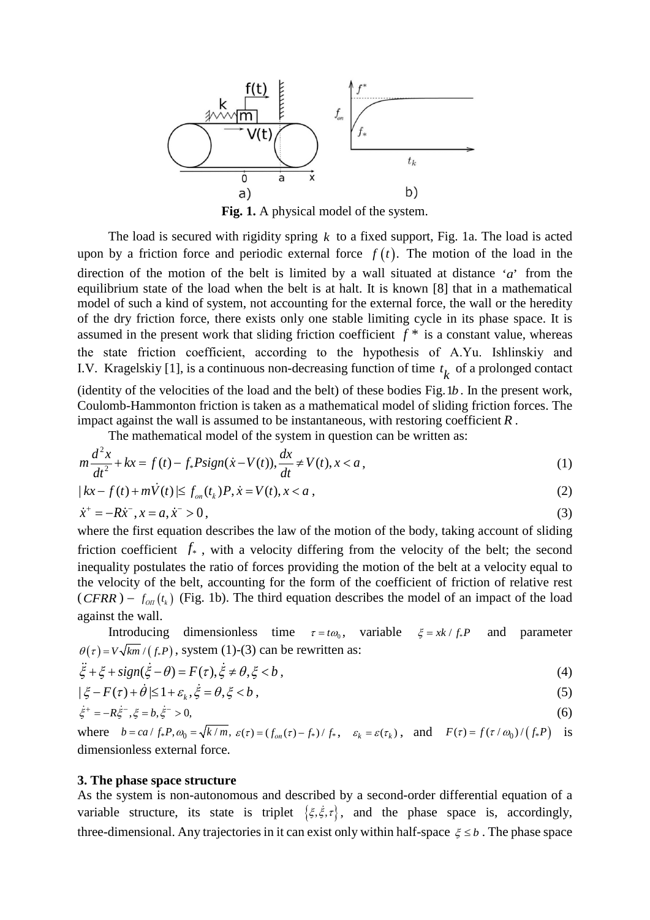a) b)

Fig. 1. A physical model of the system.

The load is secured with rigidity spring $k$ to a fixed support, Fig. 1a. The load is acted upon by a friction force and periodic external force $f(t)$. The motion of the load in the direction of the motion of the belt is limited by a wall situated at distance '$a$' from the equilibrium state of the load when the belt is at halt. It is known [8] that in a mathematical model of such a kind of system, not accounting for the external force, the wall or the heredity of the dry friction force, there exists only one stable limiting cycle in its phase space. It is assumed in the present work that sliding friction coefficient $f^*$ is a constant value, whereas the state friction coefficient, according to the hypothesis of A.Yu. Ishlinskiy and I.V. Kragelskiy [1], is a continuous non-decreasing function of time $t_k$ of a prolonged contact (identity of the velocities of the load and the belt) of these bodies Fig. 1$b$. In the present work, Coulomb-Hammonton friction is taken as a mathematical model of sliding friction forces. The impact against the wall is assumed to be instantaneous, with restoring coefficient $R$.

The mathematical model of the system in question can be written as:

$$m\frac{d^2x}{dt^2}+kx = f(t) - f_*Psign(\dot{x}-V(t)), \frac{dx}{dt}\neq V(t), x<a, \tag{1}$$

$$|kx - f(t) + m\dot{V}(t)| \leq f_{on}(t_k)P, \dot{x}=V(t), x<a, \tag{2}$$

$$\dot{x}^+ = -R\dot{x}^-, x=a, \dot{x}^->0, \tag{3}$$

where the first equation describes the law of the motion of the body, taking account of sliding friction coefficient $f_*$, with a velocity differing from the velocity of the belt; the second inequality postulates the ratio of forces providing the motion of the belt at a velocity equal to the velocity of the belt, accounting for the form of the coefficient of friction of relative rest ($CFRR$) – $f_{OП}(t_k)$ (Fig. 1b). The third equation describes the model of an impact of the load against the wall.

Introducing dimensionless time $\tau = t\omega_0$, variable $\xi = xk/f_*P$ and parameter $\theta(\tau) = V\sqrt{km}/(f_*P)$, system (1)-(3) can be rewritten as:

$$\ddot{\xi}+\xi+sign(\dot{\xi}-\theta) = F(\tau), \dot{\xi}\neq\theta, \xi<b, \tag{4}$$

$$|\xi - F(\tau)+\dot{\theta}| \leq 1+\varepsilon_k, \dot{\xi}=\theta, \xi<b, \tag{5}$$

$$\dot{\xi}^+ = -R\dot{\xi}^-, \xi=b, \dot{\xi}^->0, \tag{6}$$

where $b = ca/f_*P, \omega_0=\sqrt{k/m}$, $\varepsilon(\tau) = (f_{on}(\tau)-f_*)/f_*$, $\varepsilon_k = \varepsilon(\tau_k)$, and $F(\tau) = f(\tau/\omega_0)/(f_*P)$ is dimensionless external force.

### 3. The phase space structure

As the system is non-autonomous and described by a second-order differential equation of a variable structure, its state is triplet $\{\xi,\dot{\xi},\tau\}$, and the phase space is, accordingly, three-dimensional. Any trajectories in it can exist only within half-space $\xi \leq b$. The phase space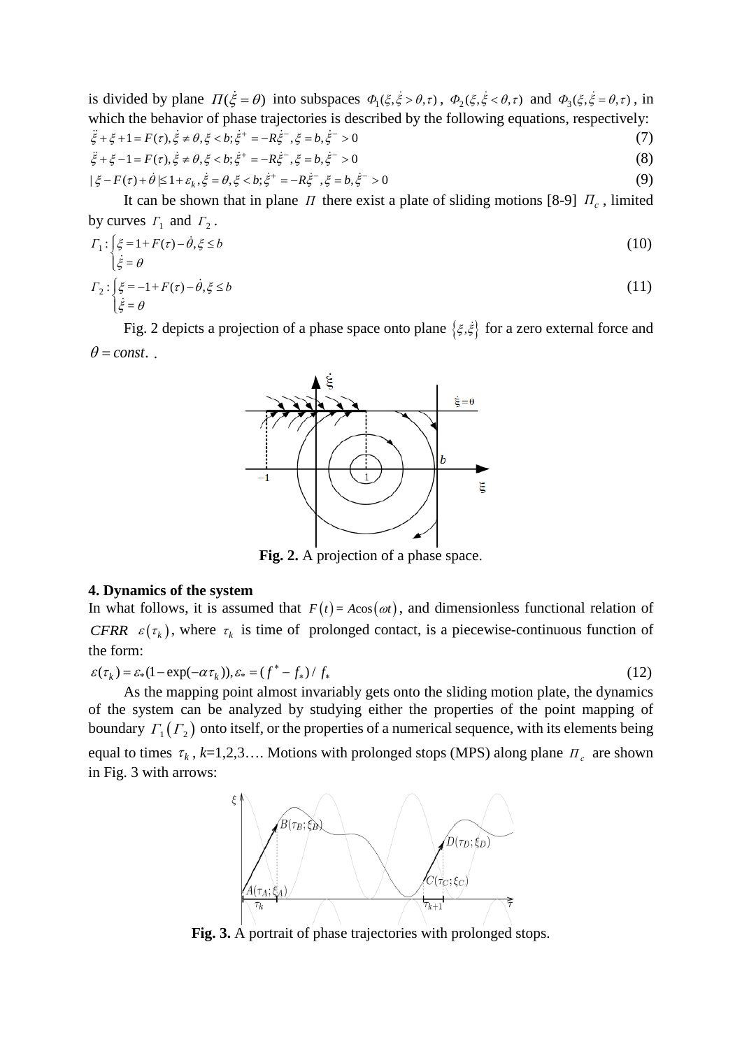is divided by plane $\Pi(\dot{\xi}=\theta)$ into subspaces $\Phi_1(\xi,\dot{\xi}>\theta,\tau)$, $\Phi_2(\xi,\dot{\xi}<\theta,\tau)$ and $\Phi_3(\xi,\dot{\xi}=\theta,\tau)$, in which the behavior of phase trajectories is described by the following equations, respectively:

$$\ddot{\xi}+\xi+1=F(\tau),\dot{\xi}\neq\theta,\xi<b;\dot{\xi}^{+}=-R\dot{\xi}^{-},\xi=b,\dot{\xi}^{-}>0 \tag{7}$$

$$\ddot{\xi}+\xi-1=F(\tau),\dot{\xi}\neq\theta,\xi<b;\dot{\xi}^{+}=-R\dot{\xi}^{-},\xi=b,\dot{\xi}^{-}>0 \tag{8}$$

$$|\xi-F(\tau)+\dot{\theta}|\leq 1+\varepsilon_k,\dot{\xi}=\theta,\xi<b;\dot{\xi}^{+}=-R\dot{\xi}^{-},\xi=b,\dot{\xi}^{-}>0 \tag{9}$$

It can be shown that in plane $\Pi$ there exist a plate of sliding motions [8-9] $\Pi_c$, limited by curves $\Gamma_1$ and $\Gamma_2$.

$$\Gamma_1:\begin{cases}\xi=1+F(\tau)-\dot{\theta},\xi\leq b\\ \dot{\xi}=\theta\end{cases} \tag{10}$$

$$\Gamma_2:\begin{cases}\xi=-1+F(\tau)-\dot{\theta},\xi\leq b\\ \dot{\xi}=\theta\end{cases} \tag{11}$$

Fig. 2 depicts a projection of a phase space onto plane $\{\xi,\dot{\xi}\}$ for a zero external force and $\theta=const.$ .

ξ̇
ξ̇=θ
b
−1
1
ξ

**Fig. 2.** A projection of a phase space.

## 4. Dynamics of the system

In what follows, it is assumed that $F(t)=A\cos(\omega t)$, and dimensionless functional relation of *CFRR* $\varepsilon(\tau_k)$, where $\tau_k$ is time of prolonged contact, is a piecewise-continuous function of the form:

$$\varepsilon(\tau_k)=\varepsilon_*(1-\exp(-\alpha\tau_k)),\varepsilon_*=(f^*-f_*)/f_* \tag{12}$$

As the mapping point almost invariably gets onto the sliding motion plate, the dynamics of the system can be analyzed by studying either the properties of the point mapping of boundary $\Gamma_1(\Gamma_2)$ onto itself, or the properties of a numerical sequence, with its elements being equal to times $\tau_k$, *k*=1,2,3…. Motions with prolonged stops (MPS) along plane $\Pi_c$ are shown in Fig. 3 with arrows:

ξ
$B(\tau_B;\xi_B)$
$D(\tau_D;\xi_D)$
$C(\tau_C;\xi_C)$
$A(\tau_A;\xi_A)$
$\tau_k$
$\tau_{k+1}$
τ

**Fig. 3.** A portrait of phase trajectories with prolonged stops.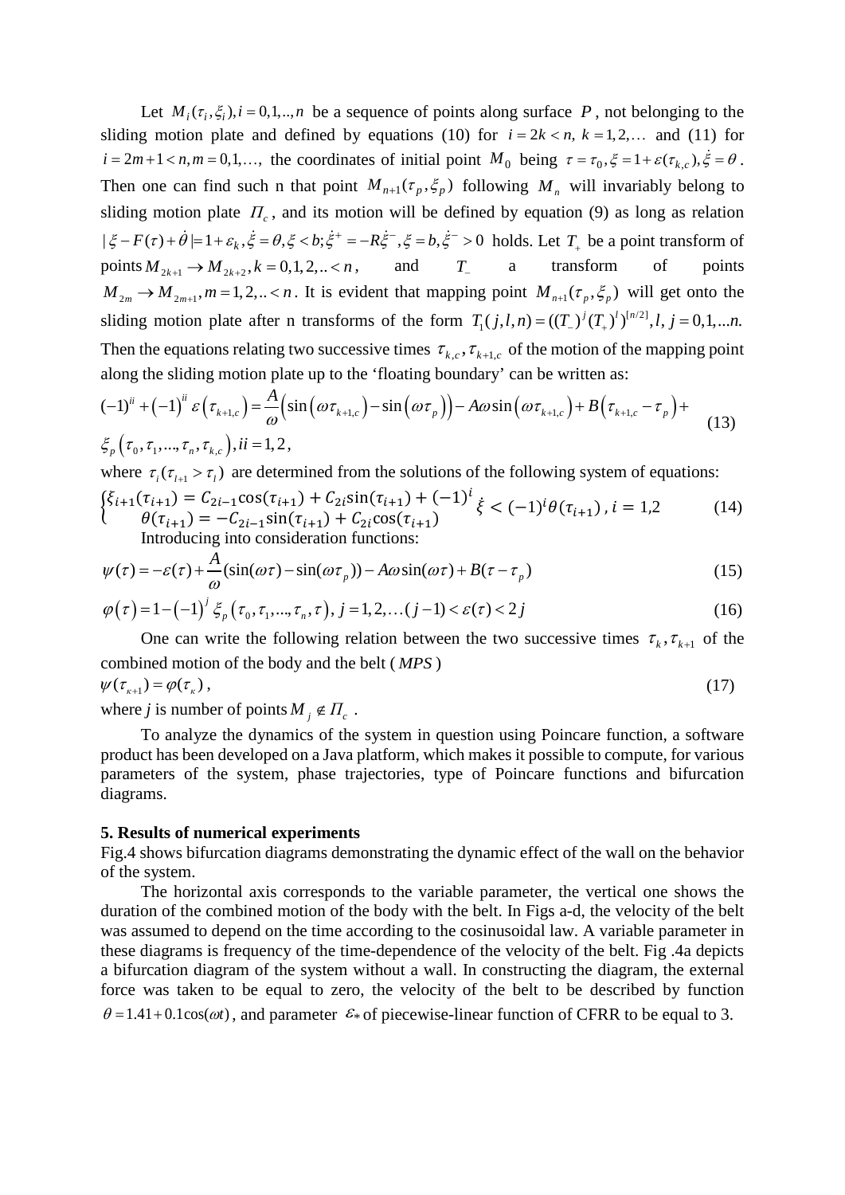Let $M_i(\tau_i, \xi_i), i = 0,1,..,n$ be a sequence of points along surface $P$, not belonging to the sliding motion plate and defined by equations (10) for $i = 2k < n,\ k = 1,2,\ldots$ and (11) for $i = 2m+1 < n, m = 0,1,\ldots,$ the coordinates of initial point $M_0$ being $\tau = \tau_0, \xi = 1 + \varepsilon(\tau_{k,c}), \dot{\xi} = \theta$. Then one can find such n that point $M_{n+1}(\tau_p, \xi_p)$ following $M_n$ will invariably belong to sliding motion plate $\Pi_c$, and its motion will be defined by equation (9) as long as relation $|\xi - F(\tau) + \dot{\theta}| = 1 + \varepsilon_k, \dot{\xi} = \theta, \xi < b; \dot{\xi}^+ = -R\dot{\xi}^-, \xi = b, \dot{\xi}^- > 0$ holds. Let $T_+$ be a point transform of points $M_{2k+1} \to M_{2k+2}, k = 0,1,2,.. < n$, and $T_-$ a transform of points $M_{2m} \to M_{2m+1}, m = 1,2,.. < n$. It is evident that mapping point $M_{n+1}(\tau_p, \xi_p)$ will get onto the sliding motion plate after n transforms of the form $T_1(j,l,n) = ((T_-)^j (T_+)^l)^{[n/2]}, l, j = 0,1,...n.$ Then the equations relating two successive times $\tau_{k,c}, \tau_{k+1,c}$ of the motion of the mapping point along the sliding motion plate up to the 'floating boundary' can be written as:

$$(-1)^{ii} + (-1)^{ii} \varepsilon\left(\tau_{k+1,c}\right) = \frac{A}{\omega}\left(\sin\left(\omega\tau_{k+1,c}\right) - \sin\left(\omega\tau_p\right)\right) - A\omega\sin\left(\omega\tau_{k+1,c}\right) + B\left(\tau_{k+1,c} - \tau_p\right) + \xi_p\left(\tau_0, \tau_1, ..., \tau_n, \tau_{k,c}\right), ii = 1,2, \tag{13}$$

where $\tau_i(\tau_{l+1} > \tau_l)$ are determined from the solutions of the following system of equations:

$$\begin{cases} \xi_{i+1}(\tau_{i+1}) = C_{2i-1}\cos(\tau_{i+1}) + C_{2i}\sin(\tau_{i+1}) + (-1)^i \\ \theta(\tau_{i+1}) = -C_{2i-1}\sin(\tau_{i+1}) + C_{2i}\cos(\tau_{i+1}) \end{cases} \dot{\xi} < (-1)^i \theta(\tau_{i+1}),\ i = 1,2 \tag{14}$$

Introducing into consideration functions:

$$\psi(\tau) = -\varepsilon(\tau) + \frac{A}{\omega}(\sin(\omega\tau) - \sin(\omega\tau_p)) - A\omega\sin(\omega\tau) + B(\tau - \tau_p) \tag{15}$$

$$\varphi\left(\tau\right) = 1 - \left(-1\right)^j \xi_p\left(\tau_0, \tau_1, ..., \tau_n, \tau\right),\ j = 1,2, \ldots (j-1) < \varepsilon(\tau) < 2j \tag{16}$$

One can write the following relation between the two successive times $\tau_k, \tau_{k+1}$ of the combined motion of the body and the belt (*MPS*)

$$\psi(\tau_{\kappa+1}) = \varphi(\tau_\kappa), \tag{17}$$

where *j* is number of points $M_j \notin \Pi_c$.

To analyze the dynamics of the system in question using Poincare function, a software product has been developed on a Java platform, which makes it possible to compute, for various parameters of the system, phase trajectories, type of Poincare functions and bifurcation diagrams.

## 5. Results of numerical experiments

Fig.4 shows bifurcation diagrams demonstrating the dynamic effect of the wall on the behavior of the system.

The horizontal axis corresponds to the variable parameter, the vertical one shows the duration of the combined motion of the body with the belt. In Figs a-d, the velocity of the belt was assumed to depend on the time according to the cosinusoidal law. A variable parameter in these diagrams is frequency of the time-dependence of the velocity of the belt. Fig .4a depicts a bifurcation diagram of the system without a wall. In constructing the diagram, the external force was taken to be equal to zero, the velocity of the belt to be described by function $\theta = 1.41 + 0.1\cos(\omega t)$, and parameter $\varepsilon_*$ of piecewise-linear function of CFRR to be equal to 3.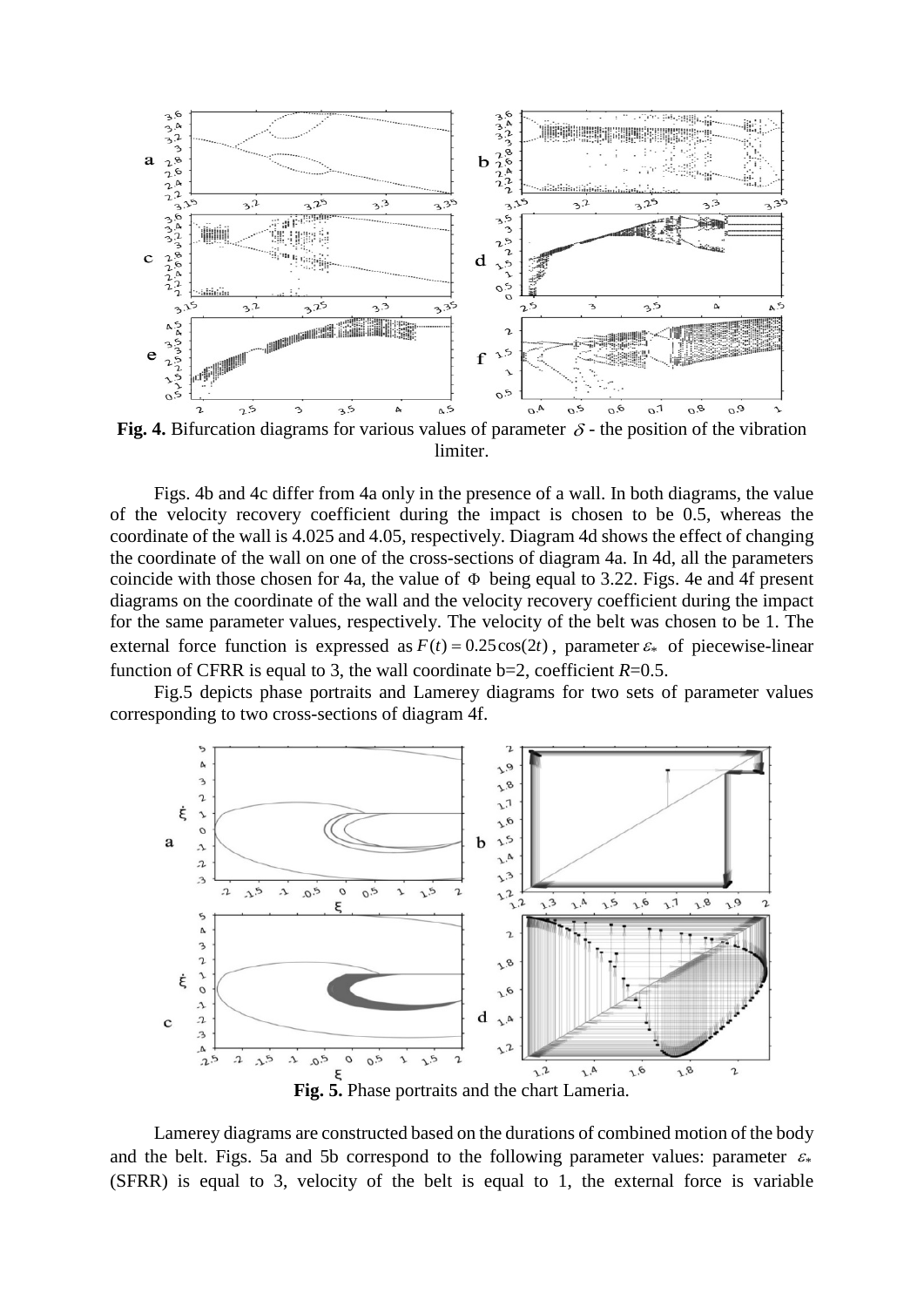**Fig. 4.** Bifurcation diagrams for various values of parameter $\delta$ - the position of the vibration limiter.

Figs. 4b and 4c differ from 4a only in the presence of a wall. In both diagrams, the value of the velocity recovery coefficient during the impact is chosen to be 0.5, whereas the coordinate of the wall is 4.025 and 4.05, respectively. Diagram 4d shows the effect of changing the coordinate of the wall on one of the cross-sections of diagram 4a. In 4d, all the parameters coincide with those chosen for 4a, the value of $\Phi$ being equal to 3.22. Figs. 4e and 4f present diagrams on the coordinate of the wall and the velocity recovery coefficient during the impact for the same parameter values, respectively. The velocity of the belt was chosen to be 1. The external force function is expressed as $F(t) = 0.25\cos(2t)$, parameter $\varepsilon_*$ of piecewise-linear function of CFRR is equal to 3, the wall coordinate b=2, coefficient $R$=0.5.

Fig.5 depicts phase portraits and Lamerey diagrams for two sets of parameter values corresponding to two cross-sections of diagram 4f.

**Fig. 5.** Phase portraits and the chart Lameria.

Lamerey diagrams are constructed based on the durations of combined motion of the body and the belt. Figs. 5a and 5b correspond to the following parameter values: parameter $\varepsilon_*$ (SFRR) is equal to 3, velocity of the belt is equal to 1, the external force is variable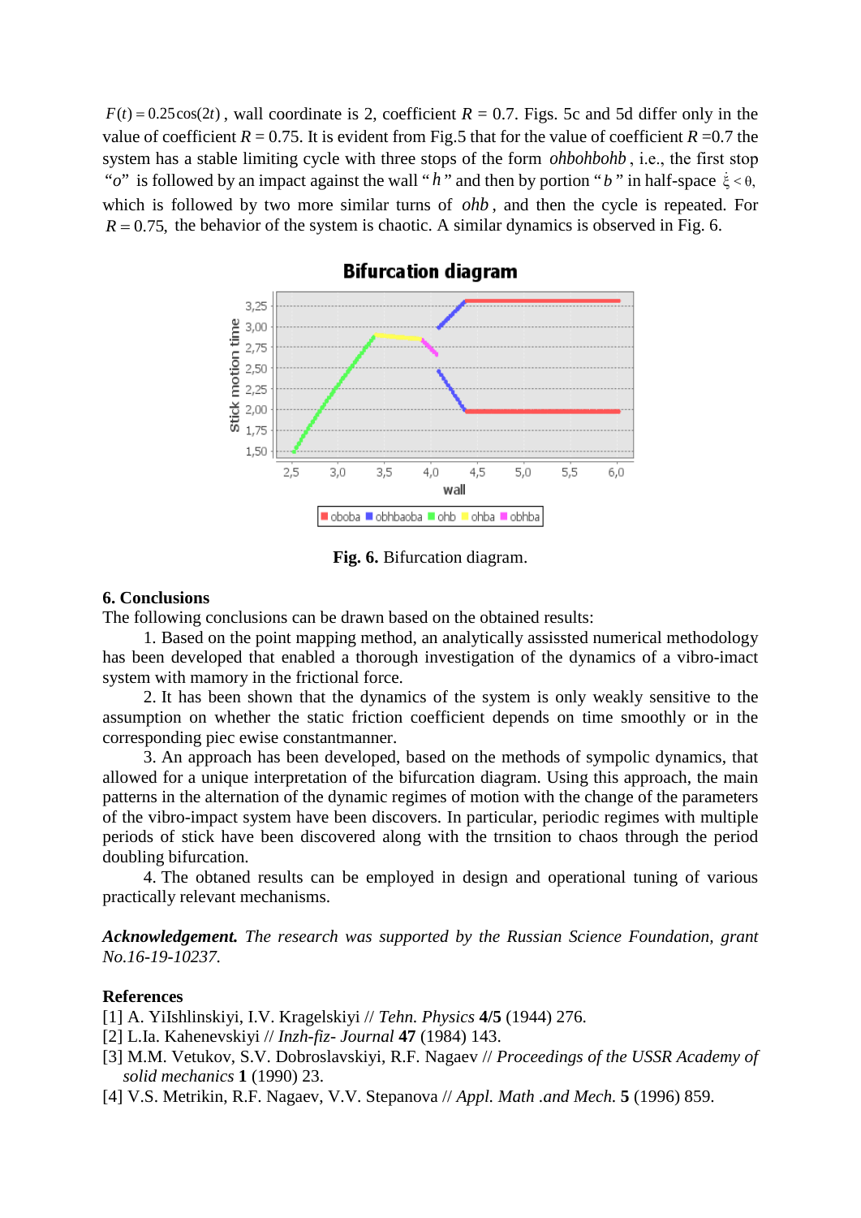$F(t) = 0.25\cos(2t)$, wall coordinate is 2, coefficient $R$ = 0.7. Figs. 5c and 5d differ only in the value of coefficient $R$ = 0.75. It is evident from Fig.5 that for the value of coefficient $R$ =0.7 the system has a stable limiting cycle with three stops of the form *ohbohbohb*, i.e., the first stop "*o*" is followed by an impact against the wall "*h*" and then by portion "*b*" in half-space $\dot{\xi} < 0$, which is followed by two more similar turns of *ohb*, and then the cycle is repeated. For $R = 0.75$, the behavior of the system is chaotic. A similar dynamics is observed in Fig. 6.

Bifurcation diagram

Stick motion time

3,25
3,00
2,75
2,50
2,25
2,00
1,75
1,50

2,5 3,0 3,5 4,0 4,5 5,0 5,5 6,0

wall

oboba obhbaoba ohb ohba obhba

**Fig. 6.** Bifurcation diagram.

## 6. Conclusions

The following conclusions can be drawn based on the obtained results:

1. Based on the point mapping method, an analytically assissted numerical methodology has been developed that enabled a thorough investigation of the dynamics of a vibro-imact system with mamory in the frictional force.

2. It has been shown that the dynamics of the system is only weakly sensitive to the assumption on whether the static friction coefficient depends on time smoothly or in the corresponding piec ewise constantmanner.

3. An approach has been developed, based on the methods of sympolic dynamics, that allowed for a unique interpretation of the bifurcation diagram. Using this approach, the main patterns in the alternation of the dynamic regimes of motion with the change of the parameters of the vibro-impact system have been discovers. In particular, periodic regimes with multiple periods of stick have been discovered along with the trnsition to chaos through the period doubling bifurcation.

4. The obtaned results can be employed in design and operational tuning of various practically relevant mechanisms.

***Acknowledgement.*** *The research was supported by the Russian Science Foundation, grant No.16-19-10237.*

## References

[1] A. YiIshlinskiyi, I.V. Kragelskiyi // *Tehn. Physics* **4/5** (1944) 276.

[2] L.Ia. Kahenevskiyi // *Inzh-fiz- Journal* **47** (1984) 143.

[3] M.M. Vetukov, S.V. Dobroslavskiyi, R.F. Nagaev // *Proceedings of the USSR Academy of solid mechanics* **1** (1990) 23.

[4] V.S. Metrikin, R.F. Nagaev, V.V. Stepanova // *Appl. Math .and Mech.* **5** (1996) 859.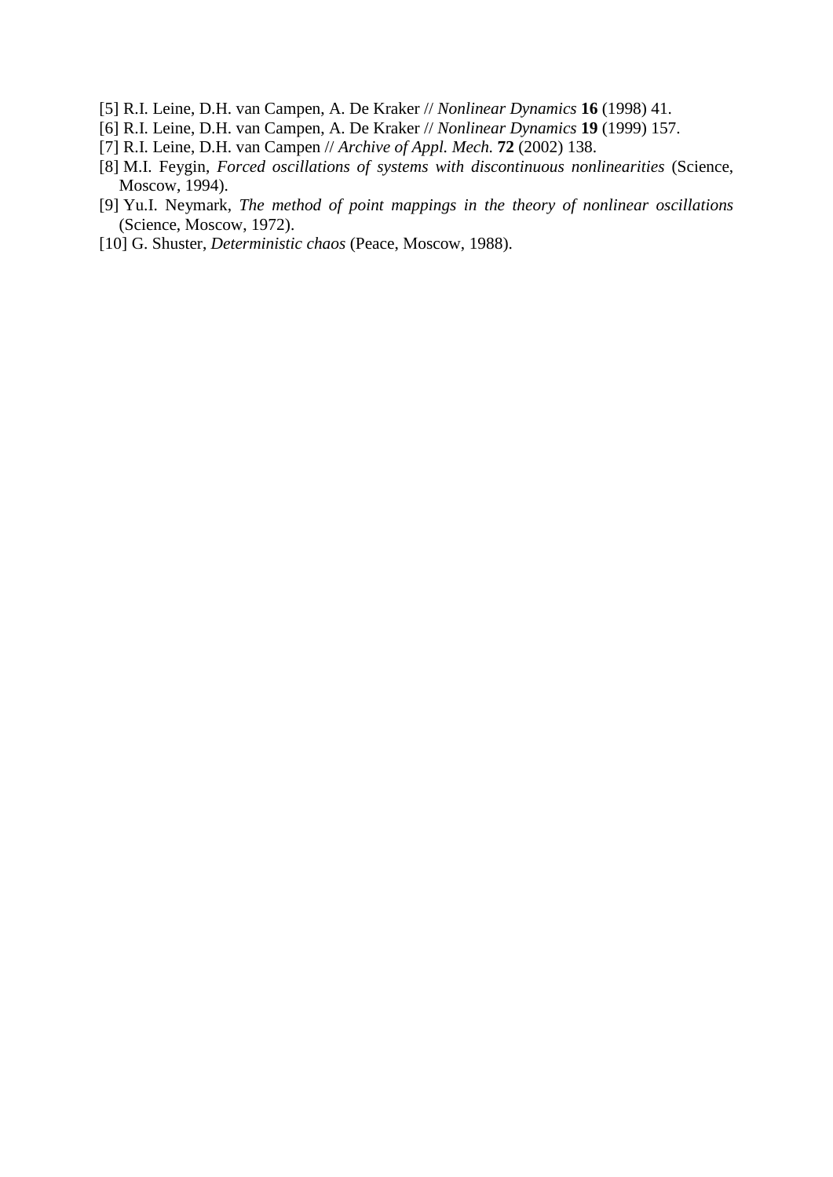[5] R.I. Leine, D.H. van Campen, A. De Kraker // *Nonlinear Dynamics* **16** (1998) 41.

[6] R.I. Leine, D.H. van Campen, A. De Kraker // *Nonlinear Dynamics* **19** (1999) 157.

[7] R.I. Leine, D.H. van Campen // *Archive of Appl. Mech.* **72** (2002) 138.

[8] M.I. Feygin, *Forced oscillations of systems with discontinuous nonlinearities* (Science, Moscow, 1994).

[9] Yu.I. Neymark, *The method of point mappings in the theory of nonlinear oscillations* (Science, Moscow, 1972).

[10] G. Shuster, *Deterministic chaos* (Peace, Moscow, 1988).